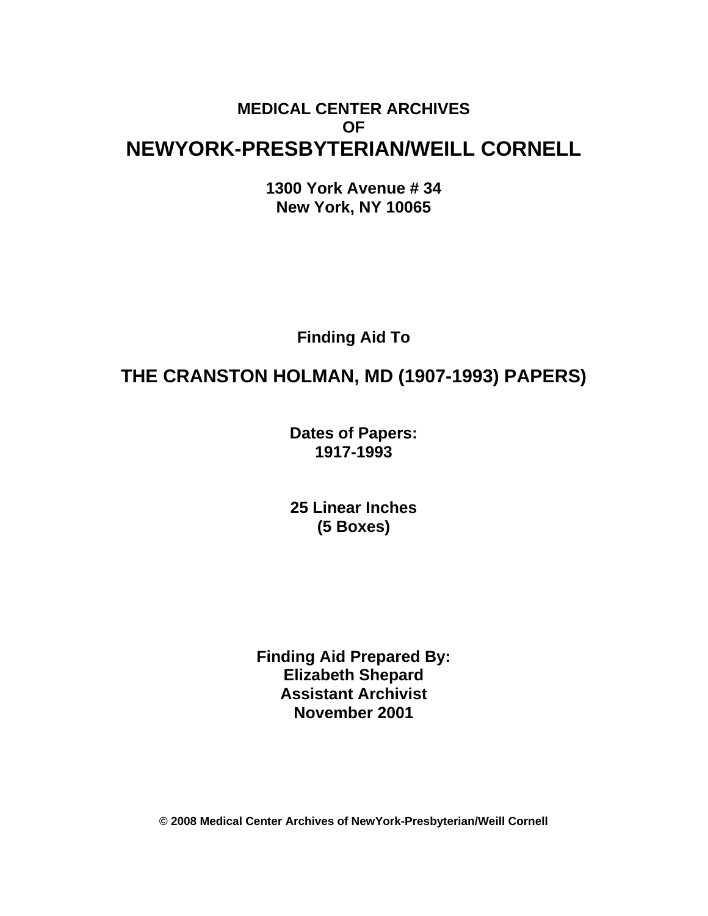**MEDICAL CENTER ARCHIVES**
**OF**
# NEWYORK-PRESBYTERIAN/WEILL CORNELL

**1300 York Avenue # 34**
**New York, NY 10065**

**Finding Aid To**

## THE CRANSTON HOLMAN, MD (1907-1993) PAPERS)

**Dates of Papers:**
**1917-1993**

**25 Linear Inches**
**(5 Boxes)**

**Finding Aid Prepared By:**
**Elizabeth Shepard**
**Assistant Archivist**
**November 2001**

**© 2008 Medical Center Archives of NewYork-Presbyterian/Weill Cornell**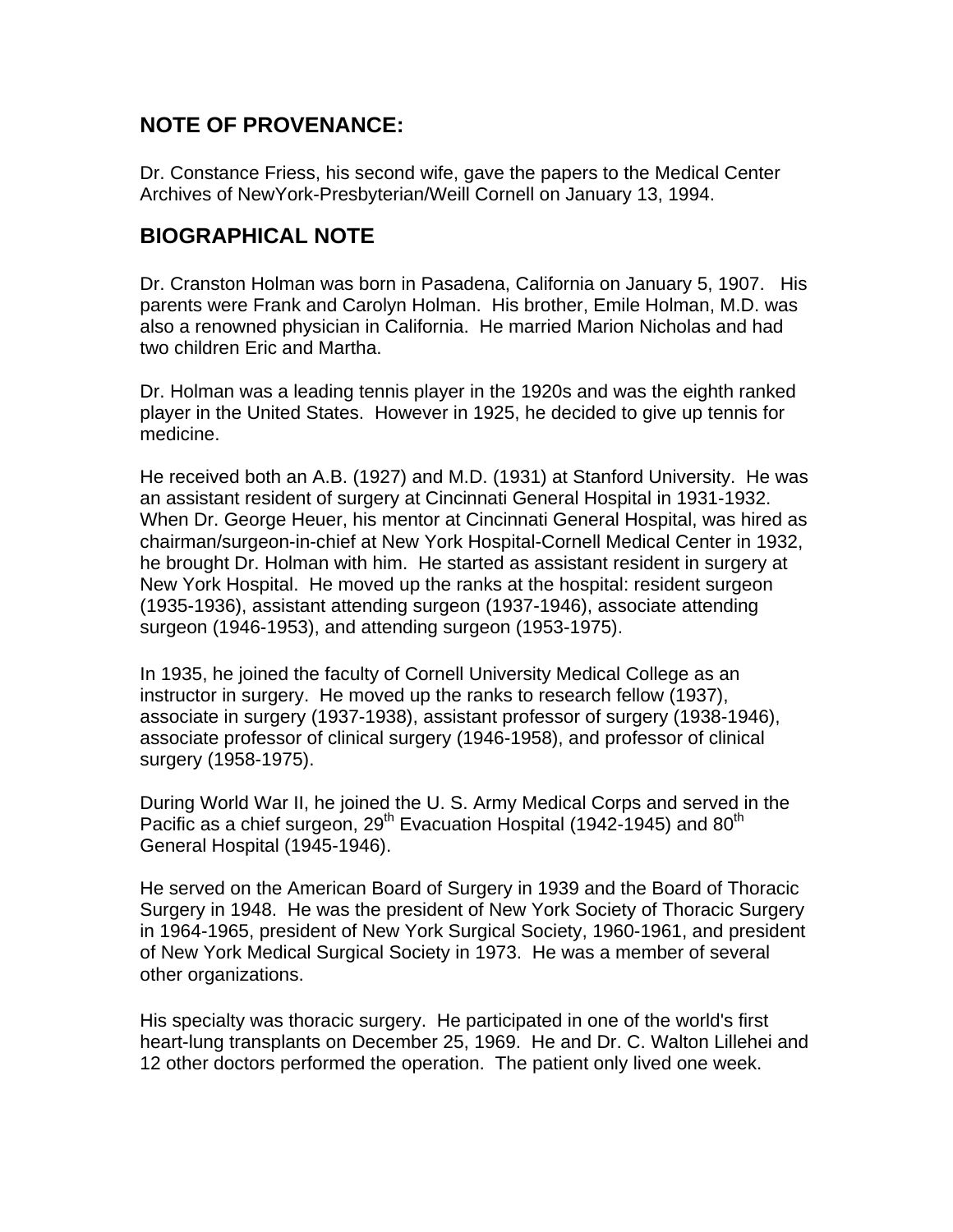## NOTE OF PROVENANCE:

Dr. Constance Friess, his second wife, gave the papers to the Medical Center Archives of NewYork-Presbyterian/Weill Cornell on January 13, 1994.

## BIOGRAPHICAL NOTE

Dr. Cranston Holman was born in Pasadena, California on January 5, 1907. His parents were Frank and Carolyn Holman. His brother, Emile Holman, M.D. was also a renowned physician in California. He married Marion Nicholas and had two children Eric and Martha.

Dr. Holman was a leading tennis player in the 1920s and was the eighth ranked player in the United States. However in 1925, he decided to give up tennis for medicine.

He received both an A.B. (1927) and M.D. (1931) at Stanford University. He was an assistant resident of surgery at Cincinnati General Hospital in 1931-1932. When Dr. George Heuer, his mentor at Cincinnati General Hospital, was hired as chairman/surgeon-in-chief at New York Hospital-Cornell Medical Center in 1932, he brought Dr. Holman with him. He started as assistant resident in surgery at New York Hospital. He moved up the ranks at the hospital: resident surgeon (1935-1936), assistant attending surgeon (1937-1946), associate attending surgeon (1946-1953), and attending surgeon (1953-1975).

In 1935, he joined the faculty of Cornell University Medical College as an instructor in surgery. He moved up the ranks to research fellow (1937), associate in surgery (1937-1938), assistant professor of surgery (1938-1946), associate professor of clinical surgery (1946-1958), and professor of clinical surgery (1958-1975).

During World War II, he joined the U. S. Army Medical Corps and served in the Pacific as a chief surgeon, 29th Evacuation Hospital (1942-1945) and 80th General Hospital (1945-1946).

He served on the American Board of Surgery in 1939 and the Board of Thoracic Surgery in 1948. He was the president of New York Society of Thoracic Surgery in 1964-1965, president of New York Surgical Society, 1960-1961, and president of New York Medical Surgical Society in 1973. He was a member of several other organizations.

His specialty was thoracic surgery. He participated in one of the world's first heart-lung transplants on December 25, 1969. He and Dr. C. Walton Lillehei and 12 other doctors performed the operation. The patient only lived one week.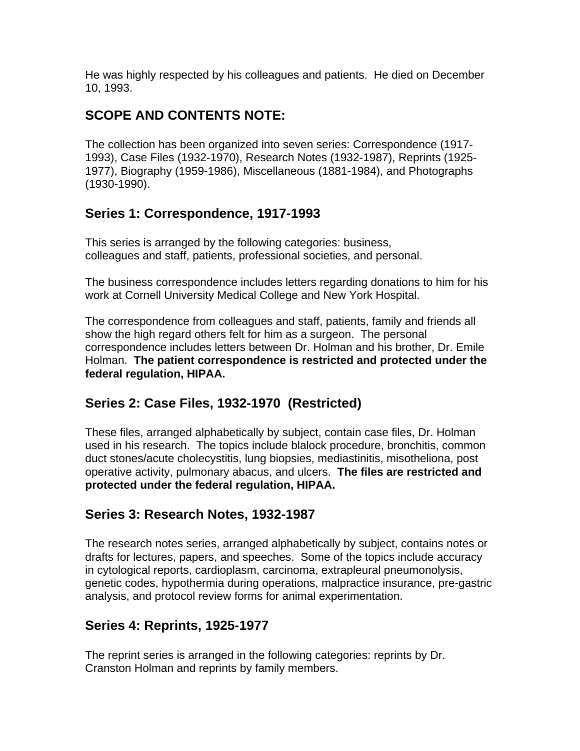He was highly respected by his colleagues and patients.  He died on December 10, 1993.

## SCOPE AND CONTENTS NOTE:

The collection has been organized into seven series: Correspondence (1917-1993), Case Files (1932-1970), Research Notes (1932-1987), Reprints (1925-1977), Biography (1959-1986), Miscellaneous (1881-1984), and Photographs (1930-1990).

### Series 1: Correspondence, 1917-1993

This series is arranged by the following categories: business, colleagues and staff, patients, professional societies, and personal.

The business correspondence includes letters regarding donations to him for his work at Cornell University Medical College and New York Hospital.

The correspondence from colleagues and staff, patients, family and friends all show the high regard others felt for him as a surgeon.  The personal correspondence includes letters between Dr. Holman and his brother, Dr. Emile Holman.  **The patient correspondence is restricted and protected under the federal regulation, HIPAA.**

### Series 2: Case Files, 1932-1970  (Restricted)

These files, arranged alphabetically by subject, contain case files, Dr. Holman used in his research.  The topics include blalock procedure, bronchitis, common duct stones/acute cholecystitis, lung biopsies, mediastinitis, misotheliona, post operative activity, pulmonary abacus, and ulcers.  **The files are restricted and protected under the federal regulation, HIPAA.**

### Series 3: Research Notes, 1932-1987

The research notes series, arranged alphabetically by subject, contains notes or drafts for lectures, papers, and speeches.  Some of the topics include accuracy in cytological reports, cardioplasm, carcinoma, extrapleural pneumonolysis, genetic codes, hypothermia during operations, malpractice insurance, pre-gastric analysis, and protocol review forms for animal experimentation.

### Series 4: Reprints, 1925-1977

The reprint series is arranged in the following categories: reprints by Dr. Cranston Holman and reprints by family members.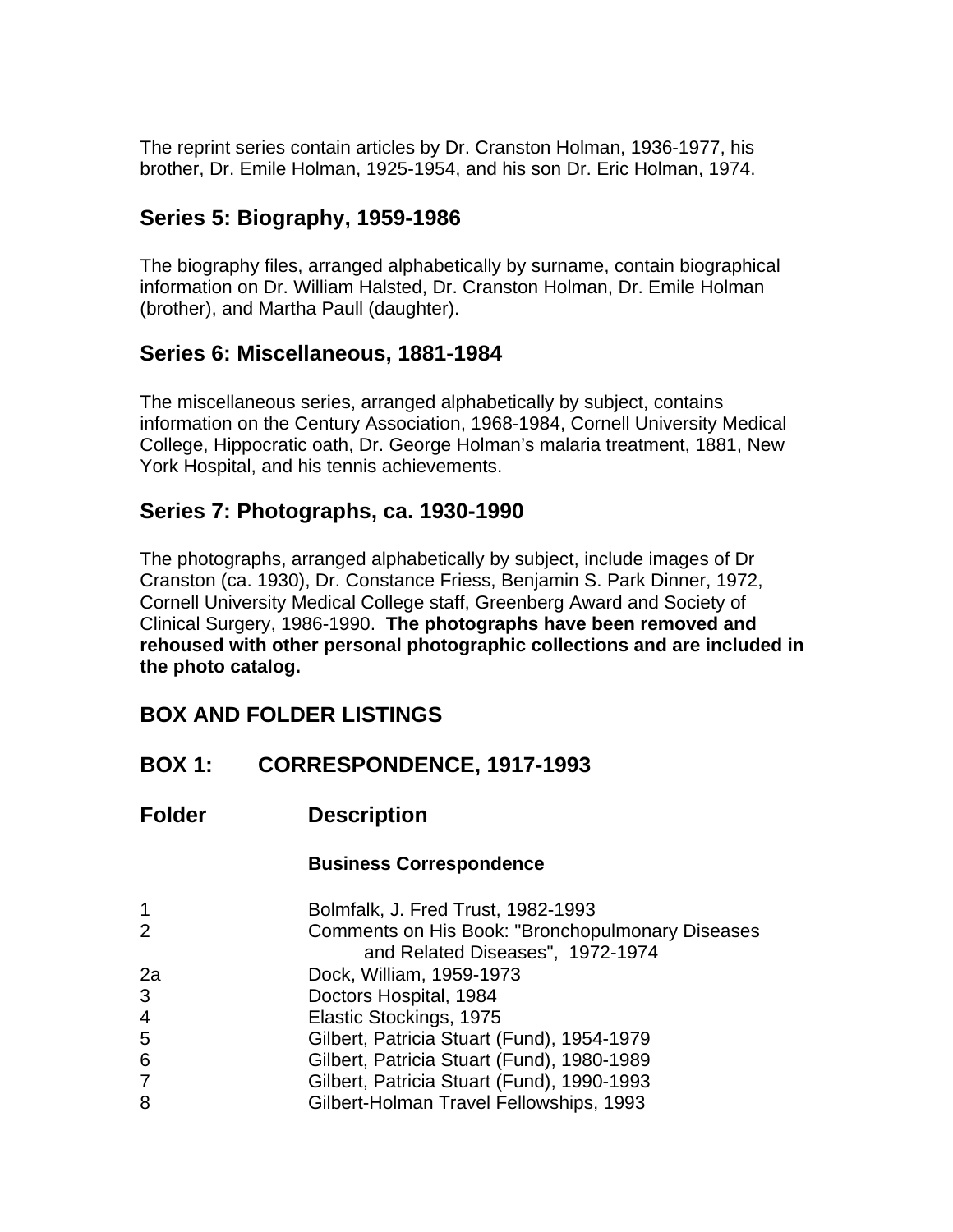The reprint series contain articles by Dr. Cranston Holman, 1936-1977, his brother, Dr. Emile Holman, 1925-1954, and his son Dr. Eric Holman, 1974.

## Series 5: Biography, 1959-1986

The biography files, arranged alphabetically by surname, contain biographical information on Dr. William Halsted, Dr. Cranston Holman, Dr. Emile Holman (brother), and Martha Paull (daughter).

## Series 6: Miscellaneous, 1881-1984

The miscellaneous series, arranged alphabetically by subject, contains information on the Century Association, 1968-1984, Cornell University Medical College, Hippocratic oath, Dr. George Holman's malaria treatment, 1881, New York Hospital, and his tennis achievements.

## Series 7: Photographs, ca. 1930-1990

The photographs, arranged alphabetically by subject, include images of Dr Cranston (ca. 1930), Dr. Constance Friess, Benjamin S. Park Dinner, 1972, Cornell University Medical College staff, Greenberg Award and Society of Clinical Surgery, 1986-1990. **The photographs have been removed and rehoused with other personal photographic collections and are included in the photo catalog.**

## BOX AND FOLDER LISTINGS

## BOX 1: CORRESPONDENCE, 1917-1993

| Folder | Description |
|---|---|
| | **Business Correspondence** |
| 1 | Bolmfalk, J. Fred Trust, 1982-1993 |
| 2 | Comments on His Book: "Bronchopulmonary Diseases and Related Diseases", 1972-1974 |
| 2a | Dock, William, 1959-1973 |
| 3 | Doctors Hospital, 1984 |
| 4 | Elastic Stockings, 1975 |
| 5 | Gilbert, Patricia Stuart (Fund), 1954-1979 |
| 6 | Gilbert, Patricia Stuart (Fund), 1980-1989 |
| 7 | Gilbert, Patricia Stuart (Fund), 1990-1993 |
| 8 | Gilbert-Holman Travel Fellowships, 1993 |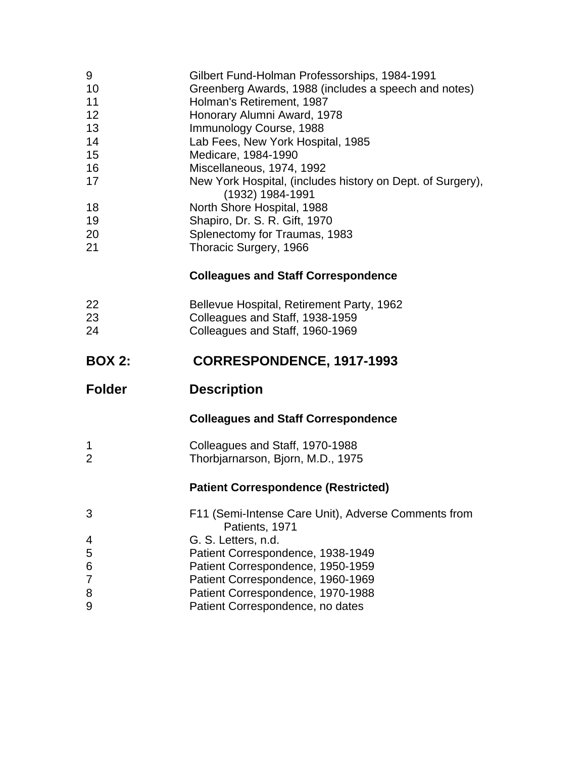| Folder | Description |
|---|---|
| 9 | Gilbert Fund-Holman Professorships, 1984-1991 |
| 10 | Greenberg Awards, 1988 (includes a speech and notes) |
| 11 | Holman's Retirement, 1987 |
| 12 | Honorary Alumni Award, 1978 |
| 13 | Immunology Course, 1988 |
| 14 | Lab Fees, New York Hospital, 1985 |
| 15 | Medicare, 1984-1990 |
| 16 | Miscellaneous, 1974, 1992 |
| 17 | New York Hospital, (includes history on Dept. of Surgery), (1932) 1984-1991 |
| 18 | North Shore Hospital, 1988 |
| 19 | Shapiro, Dr. S. R. Gift, 1970 |
| 20 | Splenectomy for Traumas, 1983 |
| 21 | Thoracic Surgery, 1966 |

**Colleagues and Staff Correspondence**

| Folder | Description |
|---|---|
| 22 | Bellevue Hospital, Retirement Party, 1962 |
| 23 | Colleagues and Staff, 1938-1959 |
| 24 | Colleagues and Staff, 1960-1969 |

## BOX 2: CORRESPONDENCE, 1917-1993

**Colleagues and Staff Correspondence**

| Folder | Description |
|---|---|
| 1 | Colleagues and Staff, 1970-1988 |
| 2 | Thorbjarnarson, Bjorn, M.D., 1975 |

**Patient Correspondence (Restricted)**

| Folder | Description |
|---|---|
| 3 | F11 (Semi-Intense Care Unit), Adverse Comments from Patients, 1971 |
| 4 | G. S. Letters, n.d. |
| 5 | Patient Correspondence, 1938-1949 |
| 6 | Patient Correspondence, 1950-1959 |
| 7 | Patient Correspondence, 1960-1969 |
| 8 | Patient Correspondence, 1970-1988 |
| 9 | Patient Correspondence, no dates |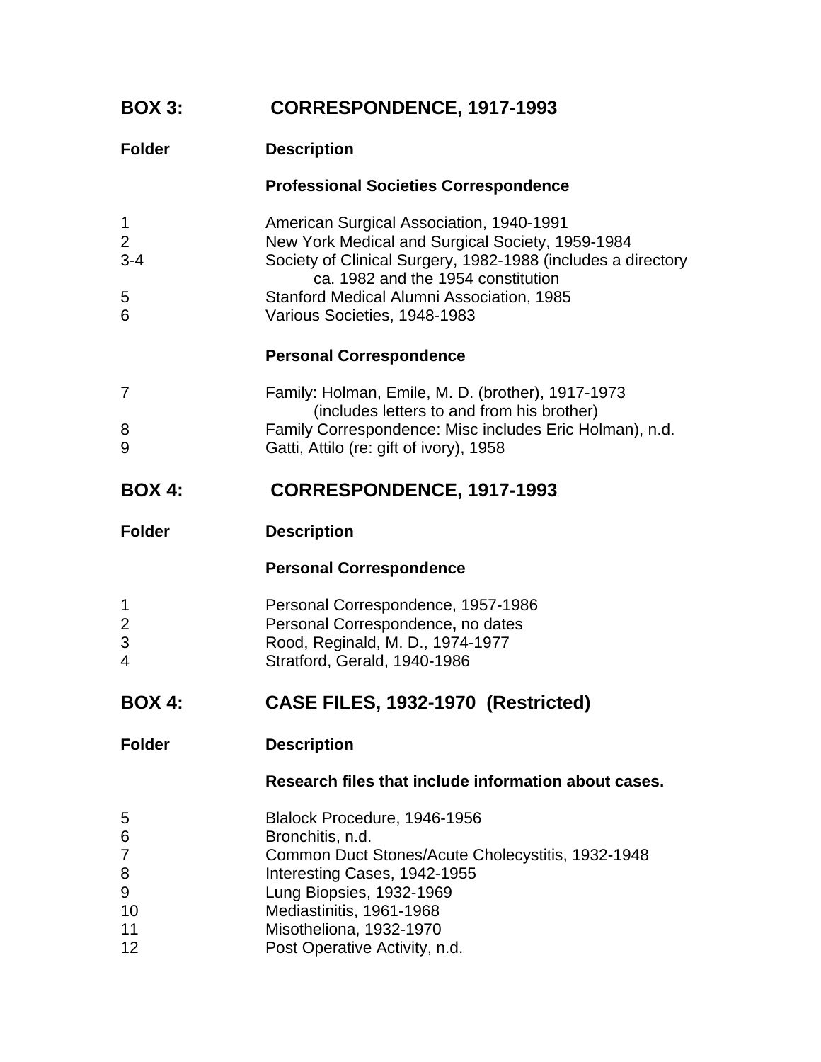## BOX 3: CORRESPONDENCE, 1917-1993

| Folder | Description |
|---|---|
| | **Professional Societies Correspondence** |
| 1 | American Surgical Association, 1940-1991 |
| 2 | New York Medical and Surgical Society, 1959-1984 |
| 3-4 | Society of Clinical Surgery, 1982-1988 (includes a directory ca. 1982 and the 1954 constitution |
| 5 | Stanford Medical Alumni Association, 1985 |
| 6 | Various Societies, 1948-1983 |
| | **Personal Correspondence** |
| 7 | Family: Holman, Emile, M. D. (brother), 1917-1973 (includes letters to and from his brother) |
| 8 | Family Correspondence: Misc includes Eric Holman), n.d. |
| 9 | Gatti, Attilo (re: gift of ivory), 1958 |

## BOX 4: CORRESPONDENCE, 1917-1993

| Folder | Description |
|---|---|
| | **Personal Correspondence** |
| 1 | Personal Correspondence, 1957-1986 |
| 2 | Personal Correspondence**,** no dates |
| 3 | Rood, Reginald, M. D., 1974-1977 |
| 4 | Stratford, Gerald, 1940-1986 |

## BOX 4: CASE FILES, 1932-1970 (Restricted)

| Folder | Description |
|---|---|
| | **Research files that include information about cases.** |
| 5 | Blalock Procedure, 1946-1956 |
| 6 | Bronchitis, n.d. |
| 7 | Common Duct Stones/Acute Cholecystitis, 1932-1948 |
| 8 | Interesting Cases, 1942-1955 |
| 9 | Lung Biopsies, 1932-1969 |
| 10 | Mediastinitis, 1961-1968 |
| 11 | Misotheliona, 1932-1970 |
| 12 | Post Operative Activity, n.d. |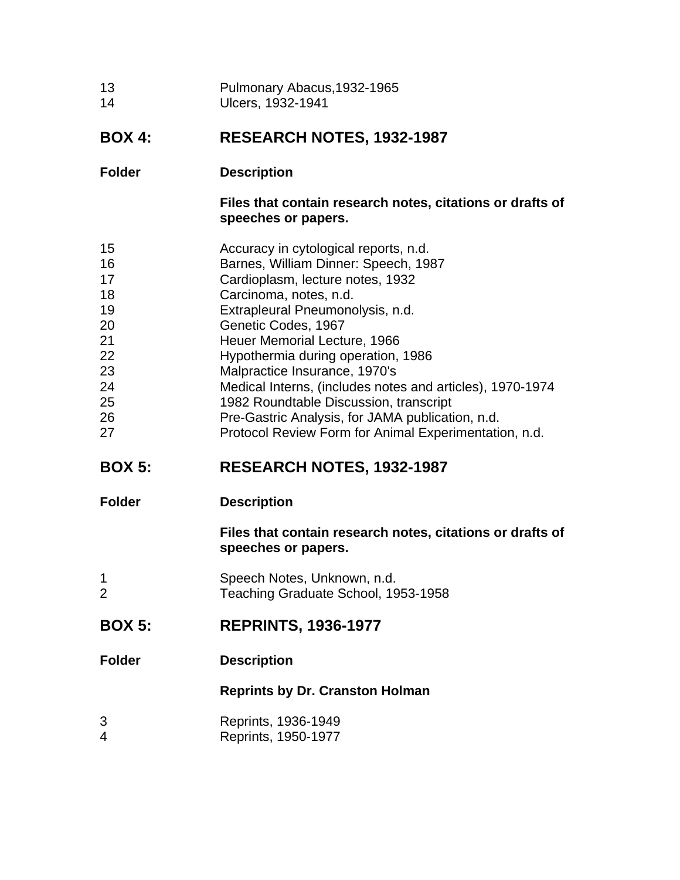| Folder | Description |
|---|---|
| 13 | Pulmonary Abacus,1932-1965 |
| 14 | Ulcers, 1932-1941 |

## BOX 4: RESEARCH NOTES, 1932-1987

| Folder | Description |
|---|---|
| | **Files that contain research notes, citations or drafts of speeches or papers.** |
| 15 | Accuracy in cytological reports, n.d. |
| 16 | Barnes, William Dinner: Speech, 1987 |
| 17 | Cardioplasm, lecture notes, 1932 |
| 18 | Carcinoma, notes, n.d. |
| 19 | Extrapleural Pneumonolysis, n.d. |
| 20 | Genetic Codes, 1967 |
| 21 | Heuer Memorial Lecture, 1966 |
| 22 | Hypothermia during operation, 1986 |
| 23 | Malpractice Insurance, 1970's |
| 24 | Medical Interns, (includes notes and articles), 1970-1974 |
| 25 | 1982 Roundtable Discussion, transcript |
| 26 | Pre-Gastric Analysis, for JAMA publication, n.d. |
| 27 | Protocol Review Form for Animal Experimentation, n.d. |

## BOX 5: RESEARCH NOTES, 1932-1987

| Folder | Description |
|---|---|
| | **Files that contain research notes, citations or drafts of speeches or papers.** |
| 1 | Speech Notes, Unknown, n.d. |
| 2 | Teaching Graduate School, 1953-1958 |

## BOX 5: REPRINTS, 1936-1977

| Folder | Description |
|---|---|
| | **Reprints by Dr. Cranston Holman** |
| 3 | Reprints, 1936-1949 |
| 4 | Reprints, 1950-1977 |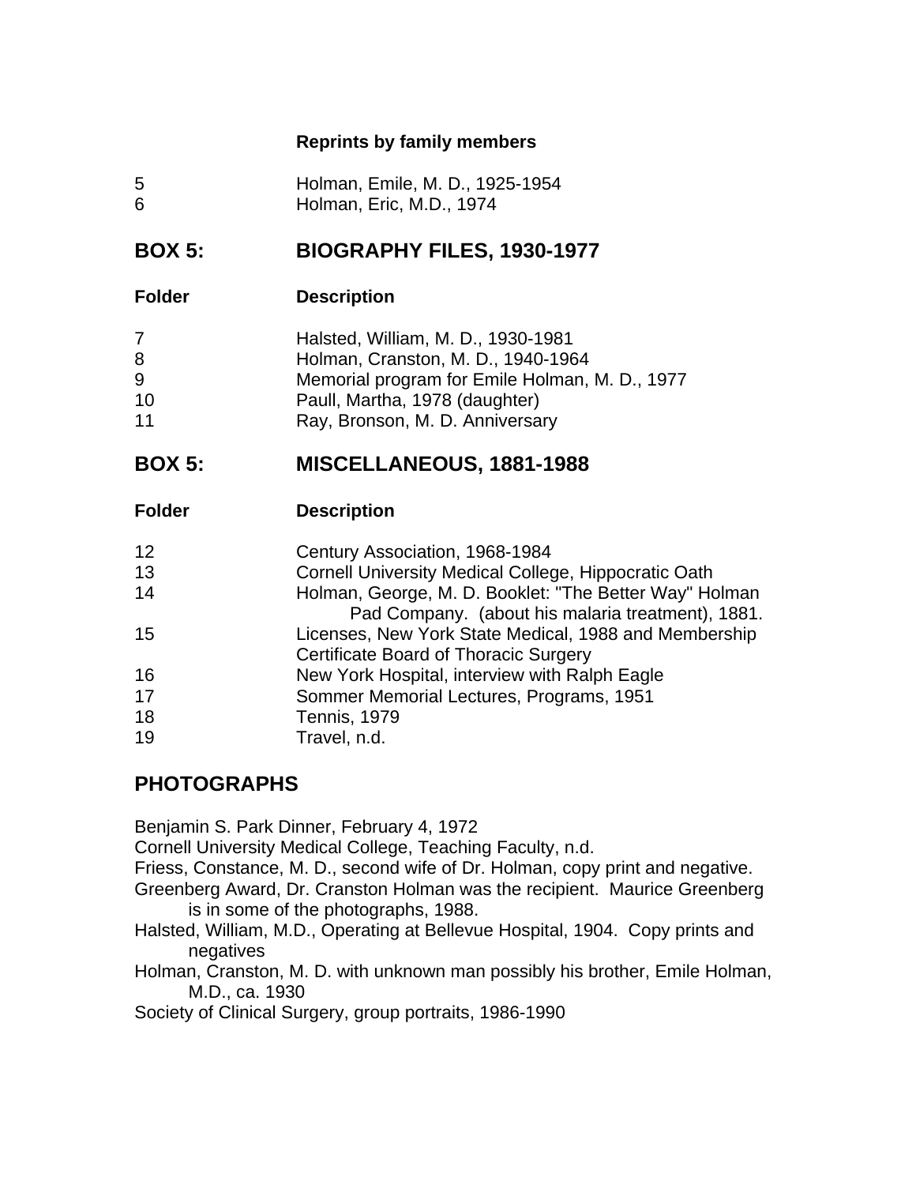**Reprints by family members**

| | |
|---|---|
| 5 | Holman, Emile, M. D., 1925-1954 |
| 6 | Holman, Eric, M.D., 1974 |

## BOX 5: BIOGRAPHY FILES, 1930-1977

| Folder | Description |
|---|---|
| 7 | Halsted, William, M. D., 1930-1981 |
| 8 | Holman, Cranston, M. D., 1940-1964 |
| 9 | Memorial program for Emile Holman, M. D., 1977 |
| 10 | Paull, Martha, 1978 (daughter) |
| 11 | Ray, Bronson, M. D. Anniversary |

## BOX 5: MISCELLANEOUS, 1881-1988

| Folder | Description |
|---|---|
| 12 | Century Association, 1968-1984 |
| 13 | Cornell University Medical College, Hippocratic Oath |
| 14 | Holman, George, M. D. Booklet: "The Better Way" Holman Pad Company. (about his malaria treatment), 1881. |
| 15 | Licenses, New York State Medical, 1988 and Membership Certificate Board of Thoracic Surgery |
| 16 | New York Hospital, interview with Ralph Eagle |
| 17 | Sommer Memorial Lectures, Programs, 1951 |
| 18 | Tennis, 1979 |
| 19 | Travel, n.d. |

## PHOTOGRAPHS

Benjamin S. Park Dinner, February 4, 1972

Cornell University Medical College, Teaching Faculty, n.d.

Friess, Constance, M. D., second wife of Dr. Holman, copy print and negative.

Greenberg Award, Dr. Cranston Holman was the recipient. Maurice Greenberg is in some of the photographs, 1988.

Halsted, William, M.D., Operating at Bellevue Hospital, 1904. Copy prints and negatives

Holman, Cranston, M. D. with unknown man possibly his brother, Emile Holman, M.D., ca. 1930

Society of Clinical Surgery, group portraits, 1986-1990